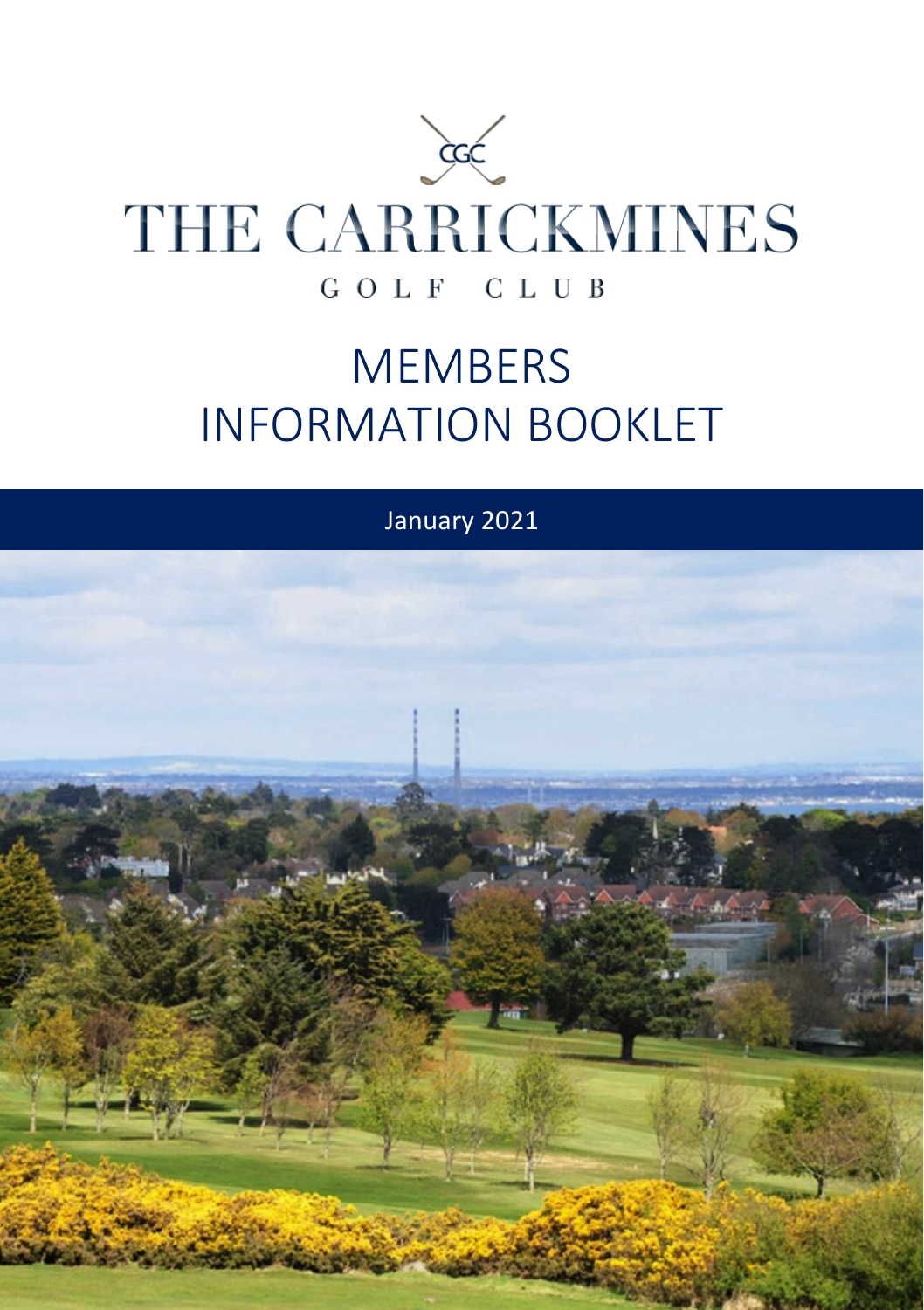CGC

# THE CARRICKMINES

GOLF CLUB

# MEMBERS INFORMATION BOOKLET

January 2021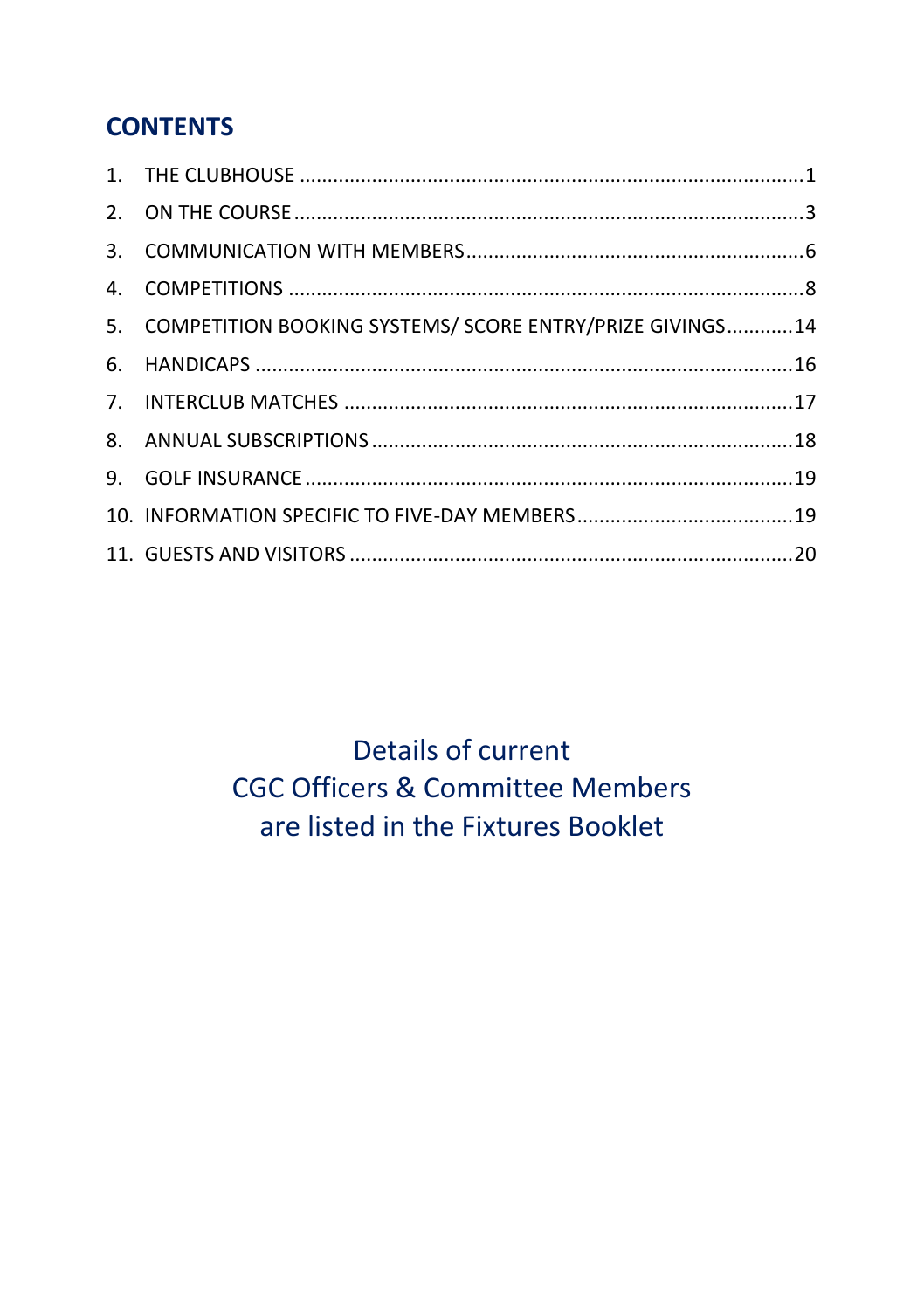## CONTENTS

1. THE CLUBHOUSE .......................................................................................... 1
2. ON THE COURSE .......................................................................................... 3
3. COMMUNICATION WITH MEMBERS ........................................................... 6
4. COMPETITIONS ............................................................................................ 8
5. COMPETITION BOOKING SYSTEMS/ SCORE ENTRY/PRIZE GIVINGS ........... 14
6. HANDICAPS ................................................................................................ 16
7. INTERCLUB MATCHES ................................................................................ 17
8. ANNUAL SUBSCRIPTIONS .......................................................................... 18
9. GOLF INSURANCE ...................................................................................... 19
10. INFORMATION SPECIFIC TO FIVE-DAY MEMBERS ...................................... 19
11. GUESTS AND VISITORS .............................................................................. 20

Details of current
CGC Officers & Committee Members
are listed in the Fixtures Booklet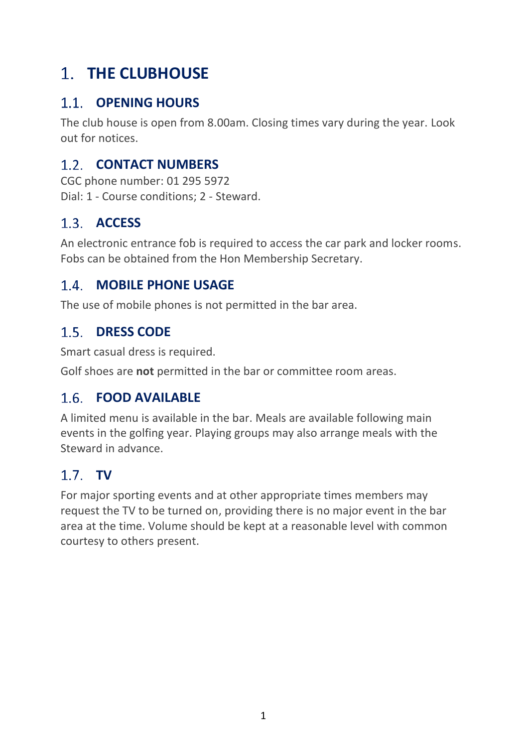# 1. THE CLUBHOUSE

## 1.1. OPENING HOURS

The club house is open from 8.00am. Closing times vary during the year. Look out for notices.

## 1.2. CONTACT NUMBERS

CGC phone number: 01 295 5972
Dial: 1 - Course conditions; 2 - Steward.

## 1.3. ACCESS

An electronic entrance fob is required to access the car park and locker rooms. Fobs can be obtained from the Hon Membership Secretary.

## 1.4. MOBILE PHONE USAGE

The use of mobile phones is not permitted in the bar area.

## 1.5. DRESS CODE

Smart casual dress is required.

Golf shoes are **not** permitted in the bar or committee room areas.

## 1.6. FOOD AVAILABLE

A limited menu is available in the bar. Meals are available following main events in the golfing year. Playing groups may also arrange meals with the Steward in advance.

## 1.7. TV

For major sporting events and at other appropriate times members may request the TV to be turned on, providing there is no major event in the bar area at the time. Volume should be kept at a reasonable level with common courtesy to others present.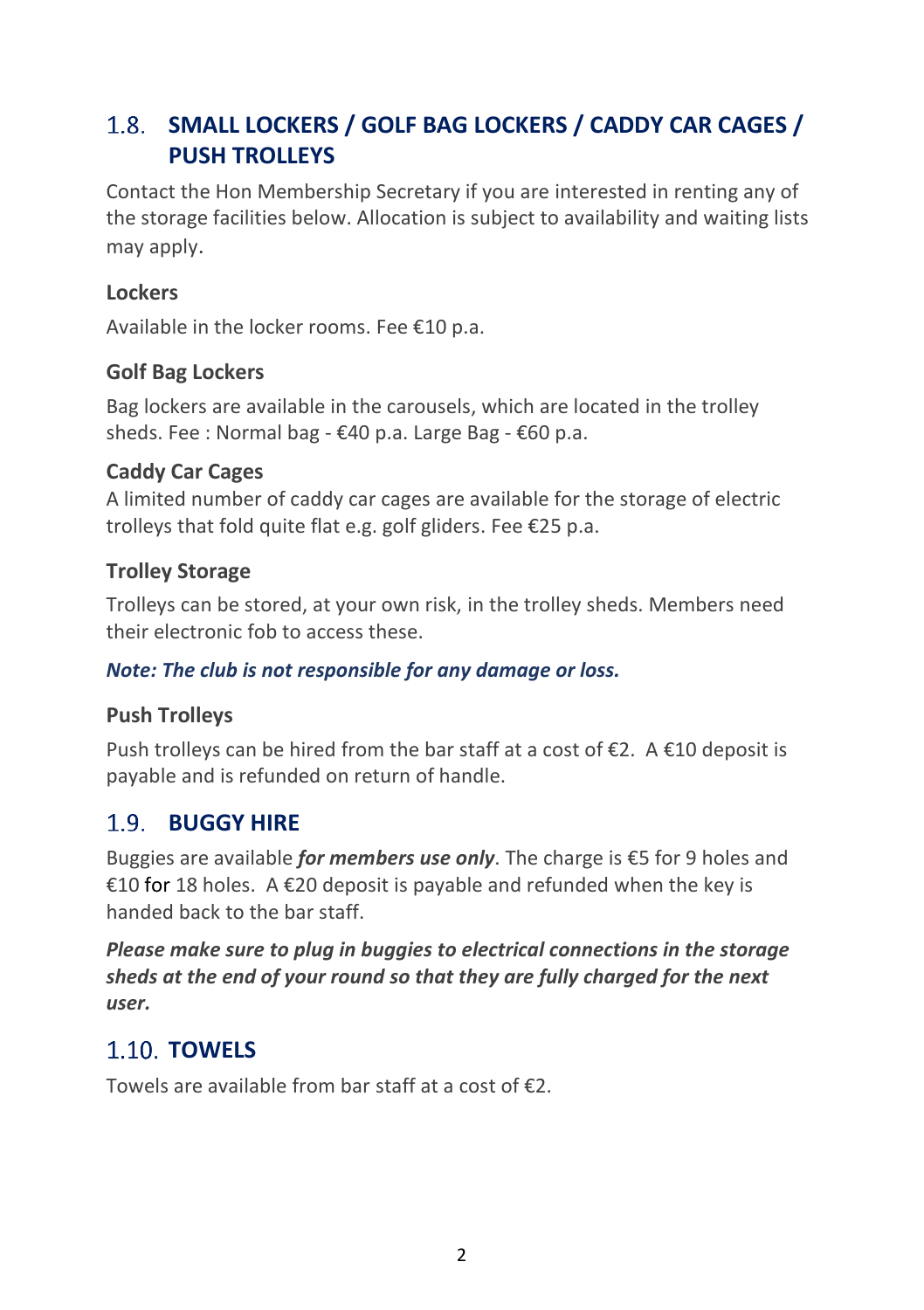## 1.8. SMALL LOCKERS / GOLF BAG LOCKERS / CADDY CAR CAGES / PUSH TROLLEYS

Contact the Hon Membership Secretary if you are interested in renting any of the storage facilities below. Allocation is subject to availability and waiting lists may apply.

### Lockers

Available in the locker rooms. Fee €10 p.a.

### Golf Bag Lockers

Bag lockers are available in the carousels, which are located in the trolley sheds. Fee : Normal bag - €40 p.a. Large Bag - €60 p.a.

### Caddy Car Cages

A limited number of caddy car cages are available for the storage of electric trolleys that fold quite flat e.g. golf gliders. Fee €25 p.a.

### Trolley Storage

Trolleys can be stored, at your own risk, in the trolley sheds. Members need their electronic fob to access these.

***Note: The club is not responsible for any damage or loss.***

### Push Trolleys

Push trolleys can be hired from the bar staff at a cost of €2. A €10 deposit is payable and is refunded on return of handle.

## 1.9. BUGGY HIRE

Buggies are available ***for members use only***. The charge is €5 for 9 holes and €10 for 18 holes. A €20 deposit is payable and refunded when the key is handed back to the bar staff.

***Please make sure to plug in buggies to electrical connections in the storage sheds at the end of your round so that they are fully charged for the next user.***

## 1.10. TOWELS

Towels are available from bar staff at a cost of €2.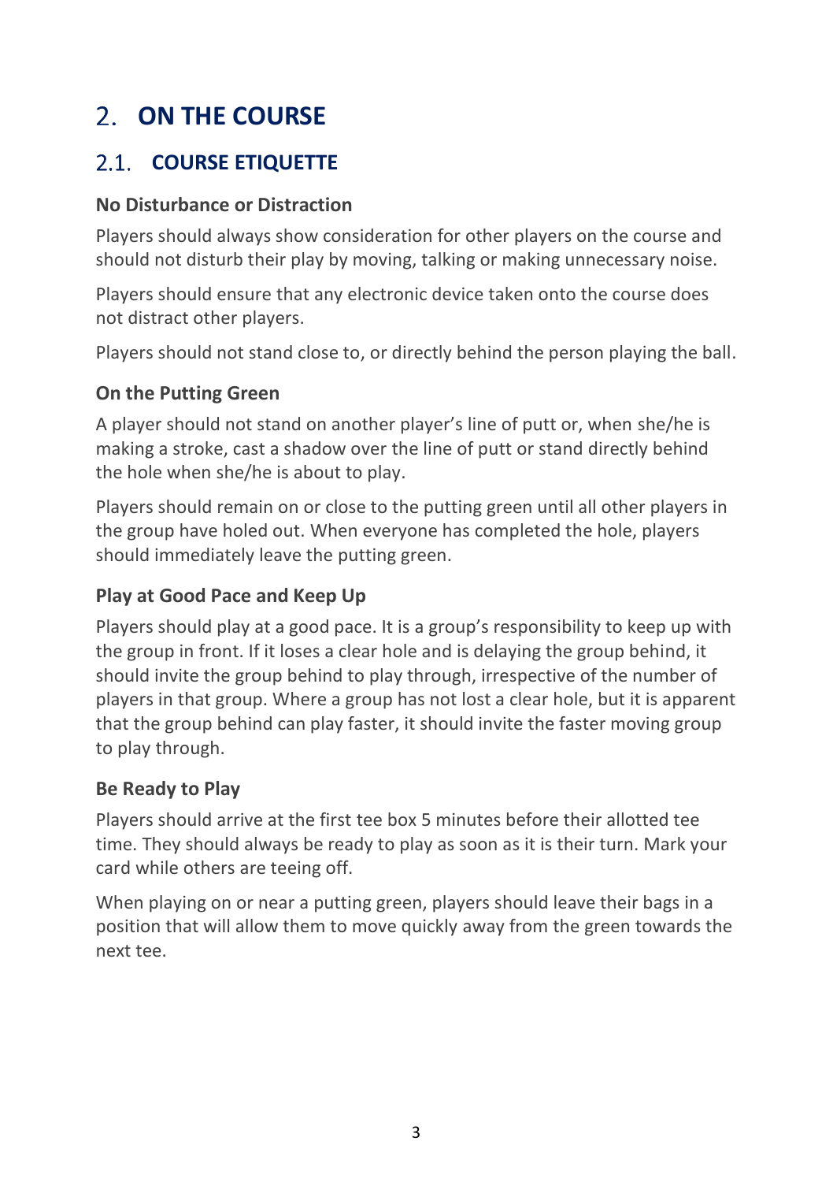# 2. ON THE COURSE

## 2.1. COURSE ETIQUETTE

### No Disturbance or Distraction

Players should always show consideration for other players on the course and should not disturb their play by moving, talking or making unnecessary noise.

Players should ensure that any electronic device taken onto the course does not distract other players.

Players should not stand close to, or directly behind the person playing the ball.

### On the Putting Green

A player should not stand on another player's line of putt or, when she/he is making a stroke, cast a shadow over the line of putt or stand directly behind the hole when she/he is about to play.

Players should remain on or close to the putting green until all other players in the group have holed out. When everyone has completed the hole, players should immediately leave the putting green.

### Play at Good Pace and Keep Up

Players should play at a good pace. It is a group's responsibility to keep up with the group in front. If it loses a clear hole and is delaying the group behind, it should invite the group behind to play through, irrespective of the number of players in that group. Where a group has not lost a clear hole, but it is apparent that the group behind can play faster, it should invite the faster moving group to play through.

### Be Ready to Play

Players should arrive at the first tee box 5 minutes before their allotted tee time. They should always be ready to play as soon as it is their turn. Mark your card while others are teeing off.

When playing on or near a putting green, players should leave their bags in a position that will allow them to move quickly away from the green towards the next tee.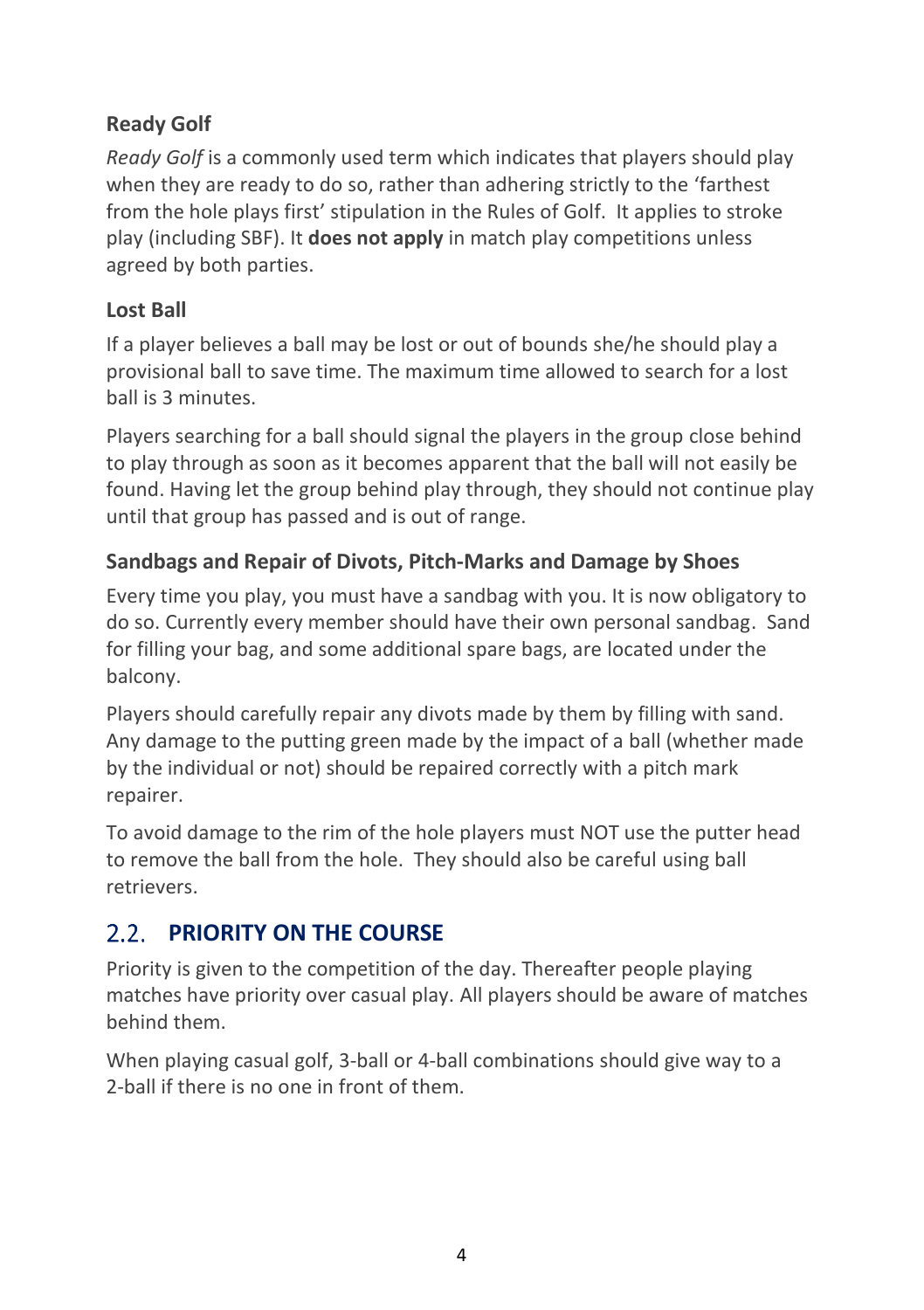### Ready Golf

*Ready Golf* is a commonly used term which indicates that players should play when they are ready to do so, rather than adhering strictly to the 'farthest from the hole plays first' stipulation in the Rules of Golf. It applies to stroke play (including SBF). It **does not apply** in match play competitions unless agreed by both parties.

### Lost Ball

If a player believes a ball may be lost or out of bounds she/he should play a provisional ball to save time. The maximum time allowed to search for a lost ball is 3 minutes.

Players searching for a ball should signal the players in the group close behind to play through as soon as it becomes apparent that the ball will not easily be found. Having let the group behind play through, they should not continue play until that group has passed and is out of range.

### Sandbags and Repair of Divots, Pitch-Marks and Damage by Shoes

Every time you play, you must have a sandbag with you. It is now obligatory to do so. Currently every member should have their own personal sandbag. Sand for filling your bag, and some additional spare bags, are located under the balcony.

Players should carefully repair any divots made by them by filling with sand. Any damage to the putting green made by the impact of a ball (whether made by the individual or not) should be repaired correctly with a pitch mark repairer.

To avoid damage to the rim of the hole players must NOT use the putter head to remove the ball from the hole. They should also be careful using ball retrievers.

## 2.2. PRIORITY ON THE COURSE

Priority is given to the competition of the day. Thereafter people playing matches have priority over casual play. All players should be aware of matches behind them.

When playing casual golf, 3-ball or 4-ball combinations should give way to a 2-ball if there is no one in front of them.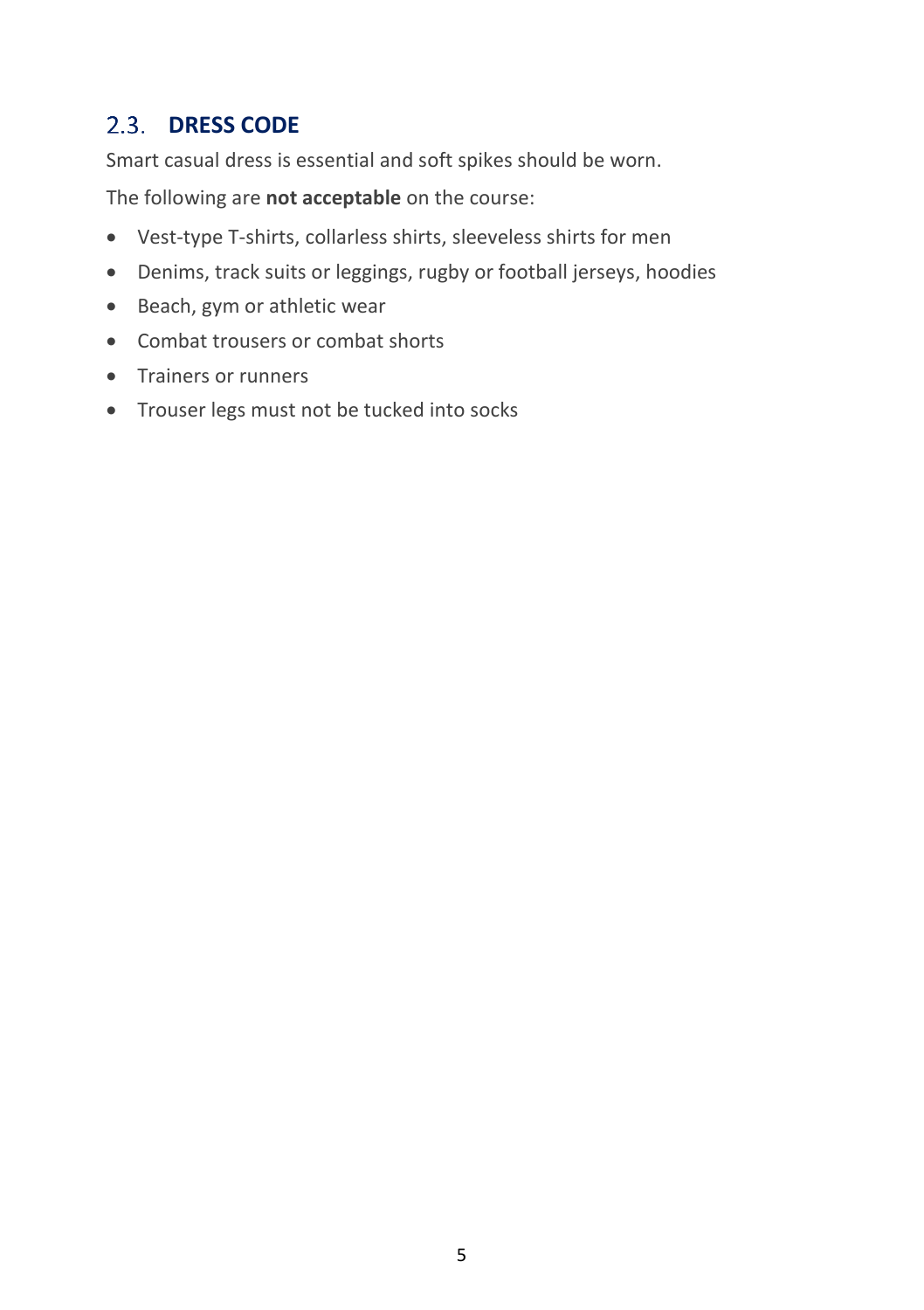## 2.3. DRESS CODE

Smart casual dress is essential and soft spikes should be worn.

The following are **not acceptable** on the course:

- Vest-type T-shirts, collarless shirts, sleeveless shirts for men
- Denims, track suits or leggings, rugby or football jerseys, hoodies
- Beach, gym or athletic wear
- Combat trousers or combat shorts
- Trainers or runners
- Trouser legs must not be tucked into socks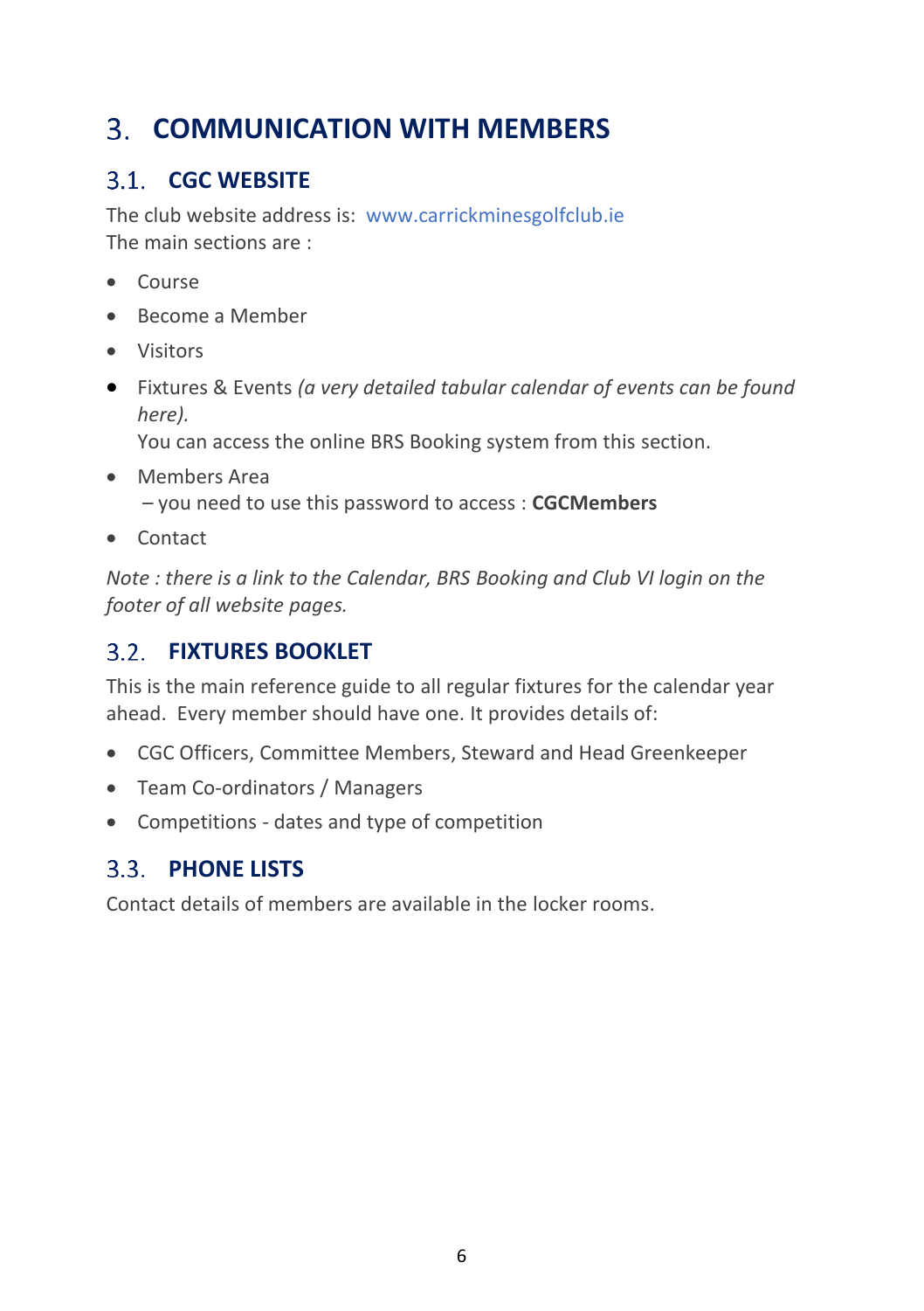# 3. COMMUNICATION WITH MEMBERS

## 3.1. CGC WEBSITE

The club website address is: www.carrickminesgolfclub.ie
The main sections are :

- Course
- Become a Member
- Visitors
- Fixtures & Events *(a very detailed tabular calendar of events can be found here).*
  You can access the online BRS Booking system from this section.
- Members Area
  – you need to use this password to access : **CGCMembers**
- Contact

*Note : there is a link to the Calendar, BRS Booking and Club VI login on the footer of all website pages.*

## 3.2. FIXTURES BOOKLET

This is the main reference guide to all regular fixtures for the calendar year ahead. Every member should have one. It provides details of:

- CGC Officers, Committee Members, Steward and Head Greenkeeper
- Team Co-ordinators / Managers
- Competitions - dates and type of competition

## 3.3. PHONE LISTS

Contact details of members are available in the locker rooms.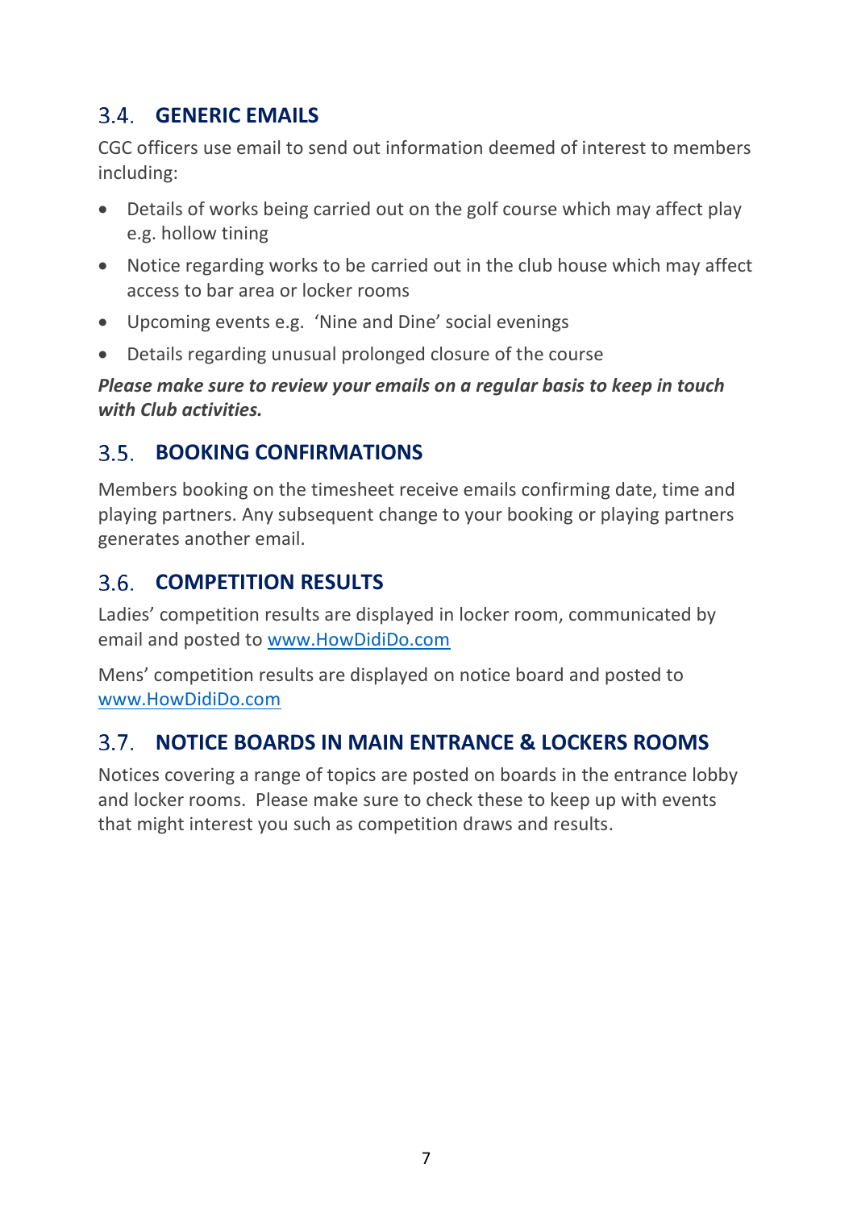## 3.4. GENERIC EMAILS

CGC officers use email to send out information deemed of interest to members including:

- Details of works being carried out on the golf course which may affect play e.g. hollow tining
- Notice regarding works to be carried out in the club house which may affect access to bar area or locker rooms
- Upcoming events e.g. 'Nine and Dine' social evenings
- Details regarding unusual prolonged closure of the course

***Please make sure to review your emails on a regular basis to keep in touch with Club activities.***

## 3.5. BOOKING CONFIRMATIONS

Members booking on the timesheet receive emails confirming date, time and playing partners. Any subsequent change to your booking or playing partners generates another email.

## 3.6. COMPETITION RESULTS

Ladies' competition results are displayed in locker room, communicated by email and posted to [www.HowDidiDo.com](http://www.HowDidiDo.com)

Mens' competition results are displayed on notice board and posted to [www.HowDidiDo.com](http://www.HowDidiDo.com)

## 3.7. NOTICE BOARDS IN MAIN ENTRANCE & LOCKERS ROOMS

Notices covering a range of topics are posted on boards in the entrance lobby and locker rooms. Please make sure to check these to keep up with events that might interest you such as competition draws and results.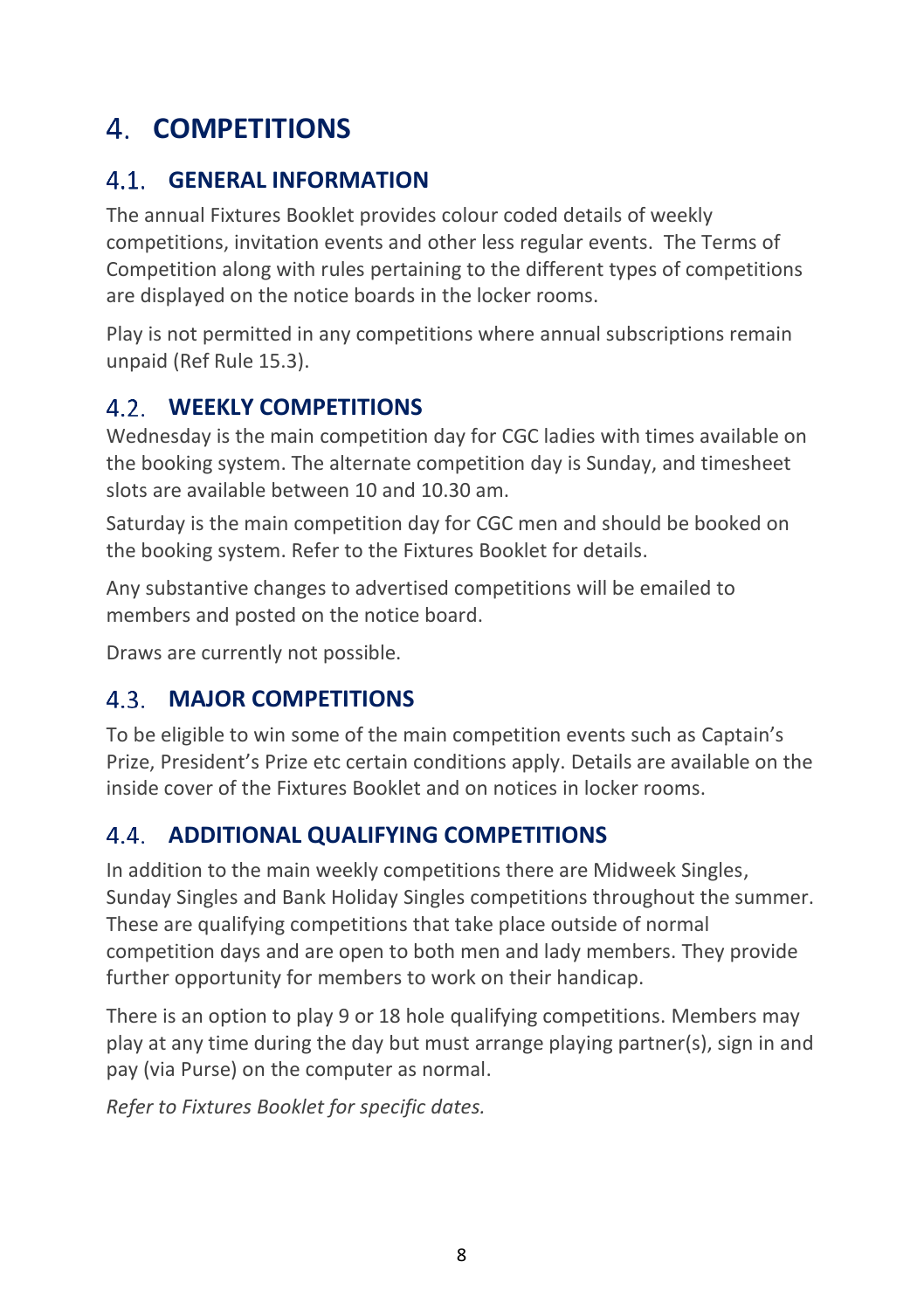# 4. COMPETITIONS

## 4.1. GENERAL INFORMATION

The annual Fixtures Booklet provides colour coded details of weekly competitions, invitation events and other less regular events. The Terms of Competition along with rules pertaining to the different types of competitions are displayed on the notice boards in the locker rooms.

Play is not permitted in any competitions where annual subscriptions remain unpaid (Ref Rule 15.3).

## 4.2. WEEKLY COMPETITIONS

Wednesday is the main competition day for CGC ladies with times available on the booking system. The alternate competition day is Sunday, and timesheet slots are available between 10 and 10.30 am.

Saturday is the main competition day for CGC men and should be booked on the booking system. Refer to the Fixtures Booklet for details.

Any substantive changes to advertised competitions will be emailed to members and posted on the notice board.

Draws are currently not possible.

## 4.3. MAJOR COMPETITIONS

To be eligible to win some of the main competition events such as Captain's Prize, President's Prize etc certain conditions apply. Details are available on the inside cover of the Fixtures Booklet and on notices in locker rooms.

## 4.4. ADDITIONAL QUALIFYING COMPETITIONS

In addition to the main weekly competitions there are Midweek Singles, Sunday Singles and Bank Holiday Singles competitions throughout the summer. These are qualifying competitions that take place outside of normal competition days and are open to both men and lady members. They provide further opportunity for members to work on their handicap.

There is an option to play 9 or 18 hole qualifying competitions. Members may play at any time during the day but must arrange playing partner(s), sign in and pay (via Purse) on the computer as normal.

*Refer to Fixtures Booklet for specific dates.*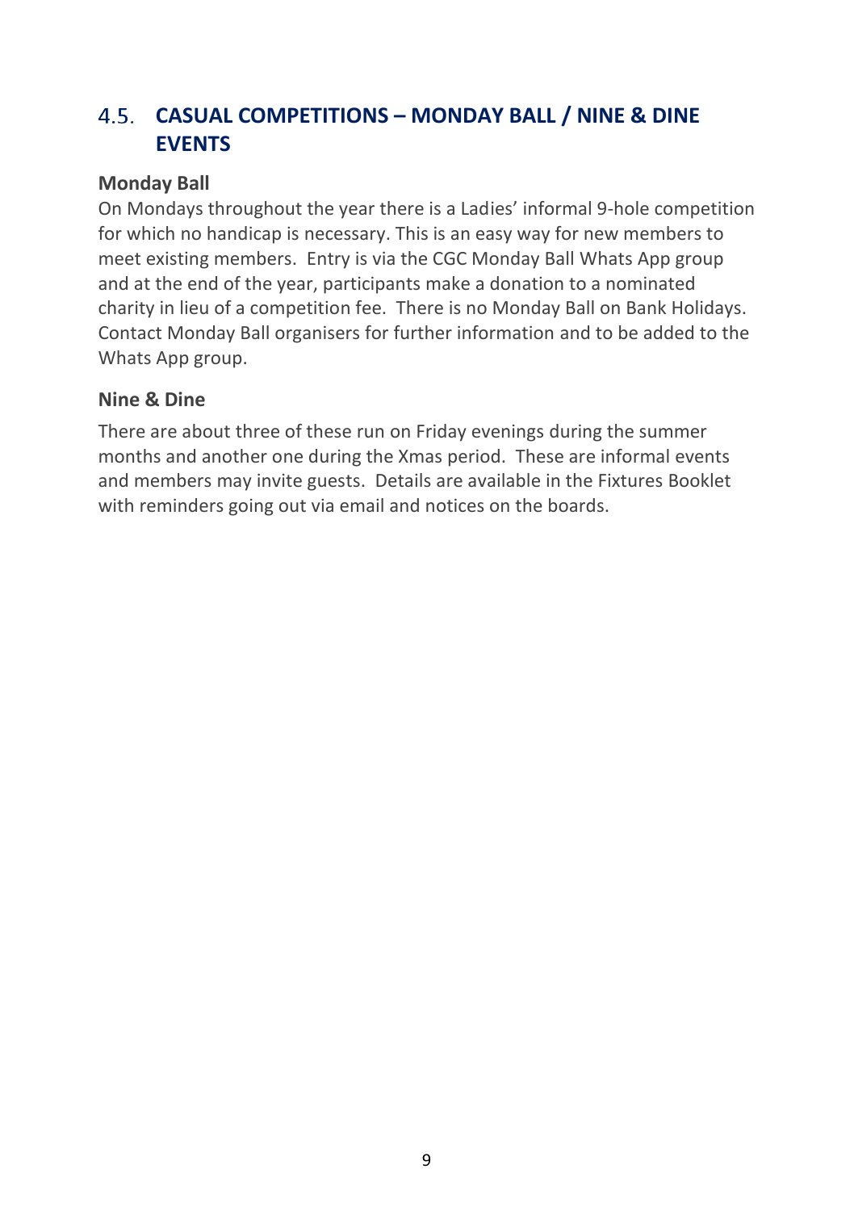## 4.5. CASUAL COMPETITIONS – MONDAY BALL / NINE & DINE EVENTS

### Monday Ball

On Mondays throughout the year there is a Ladies' informal 9-hole competition for which no handicap is necessary. This is an easy way for new members to meet existing members. Entry is via the CGC Monday Ball Whats App group and at the end of the year, participants make a donation to a nominated charity in lieu of a competition fee. There is no Monday Ball on Bank Holidays. Contact Monday Ball organisers for further information and to be added to the Whats App group.

### Nine & Dine

There are about three of these run on Friday evenings during the summer months and another one during the Xmas period. These are informal events and members may invite guests. Details are available in the Fixtures Booklet with reminders going out via email and notices on the boards.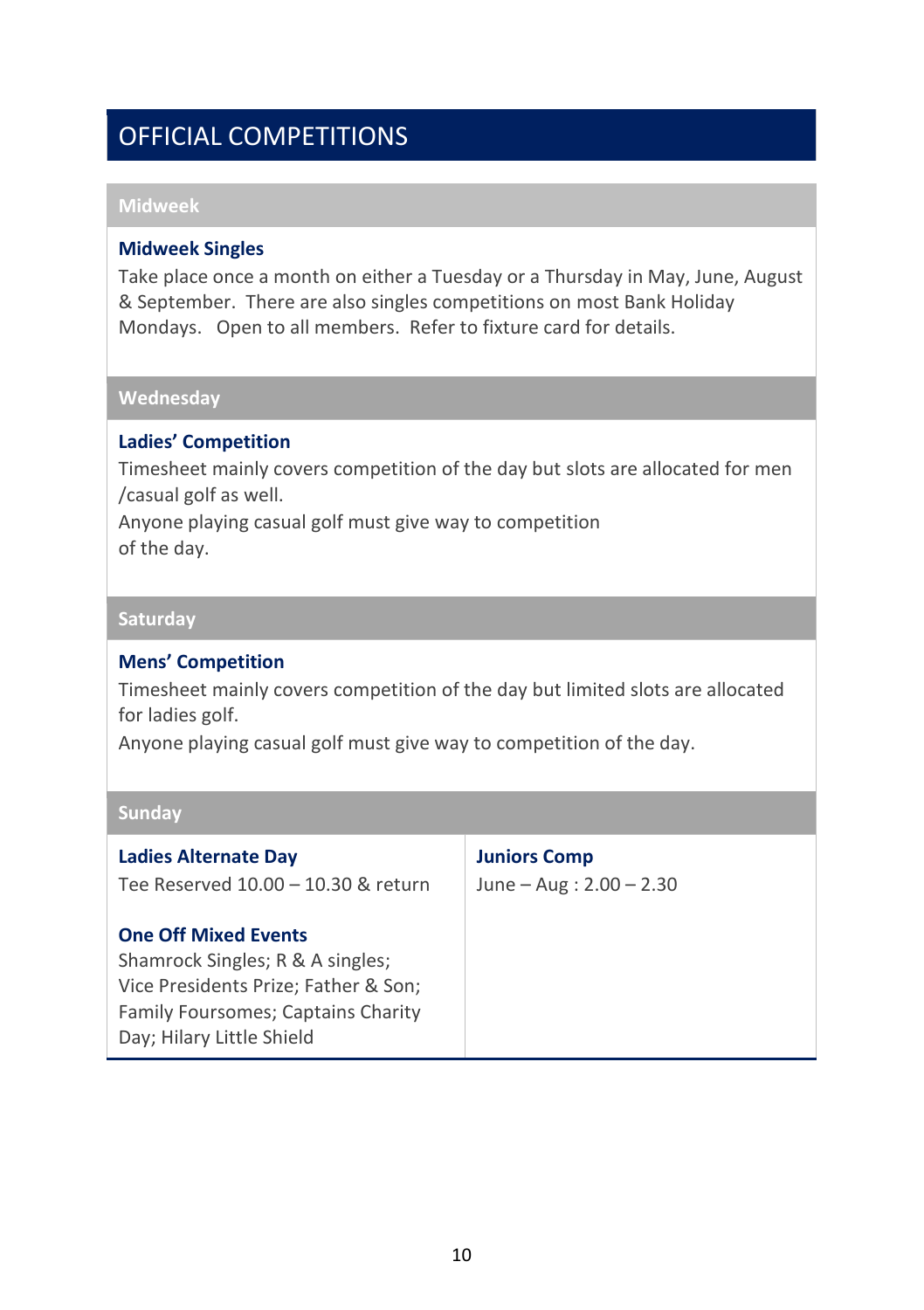# OFFICIAL COMPETITIONS

## Midweek

### Midweek Singles

Take place once a month on either a Tuesday or a Thursday in May, June, August & September. There are also singles competitions on most Bank Holiday Mondays. Open to all members. Refer to fixture card for details.

## Wednesday

### Ladies' Competition

Timesheet mainly covers competition of the day but slots are allocated for men /casual golf as well.

Anyone playing casual golf must give way to competition of the day.

## Saturday

### Mens' Competition

Timesheet mainly covers competition of the day but limited slots are allocated for ladies golf.

Anyone playing casual golf must give way to competition of the day.

## Sunday

### Ladies Alternate Day

Tee Reserved 10.00 – 10.30 & return

### One Off Mixed Events

Shamrock Singles; R & A singles; Vice Presidents Prize; Father & Son; Family Foursomes; Captains Charity Day; Hilary Little Shield

### Juniors Comp

June – Aug : 2.00 – 2.30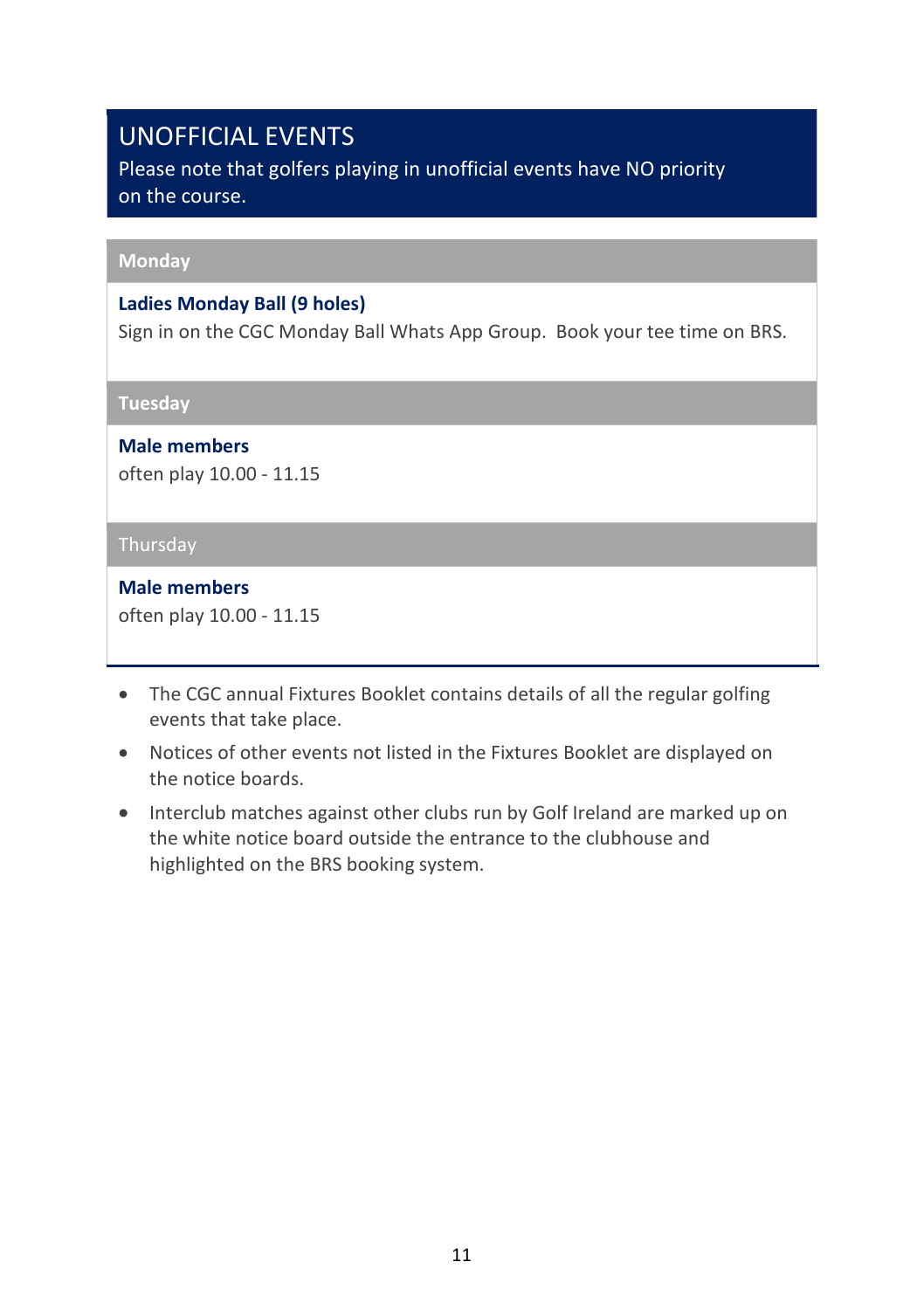## UNOFFICIAL EVENTS

Please note that golfers playing in unofficial events have NO priority on the course.

### Monday

**Ladies Monday Ball (9 holes)**

Sign in on the CGC Monday Ball Whats App Group. Book your tee time on BRS.

### Tuesday

**Male members**

often play 10.00 - 11.15

### Thursday

**Male members**

often play 10.00 - 11.15

- The CGC annual Fixtures Booklet contains details of all the regular golfing events that take place.
- Notices of other events not listed in the Fixtures Booklet are displayed on the notice boards.
- Interclub matches against other clubs run by Golf Ireland are marked up on the white notice board outside the entrance to the clubhouse and highlighted on the BRS booking system.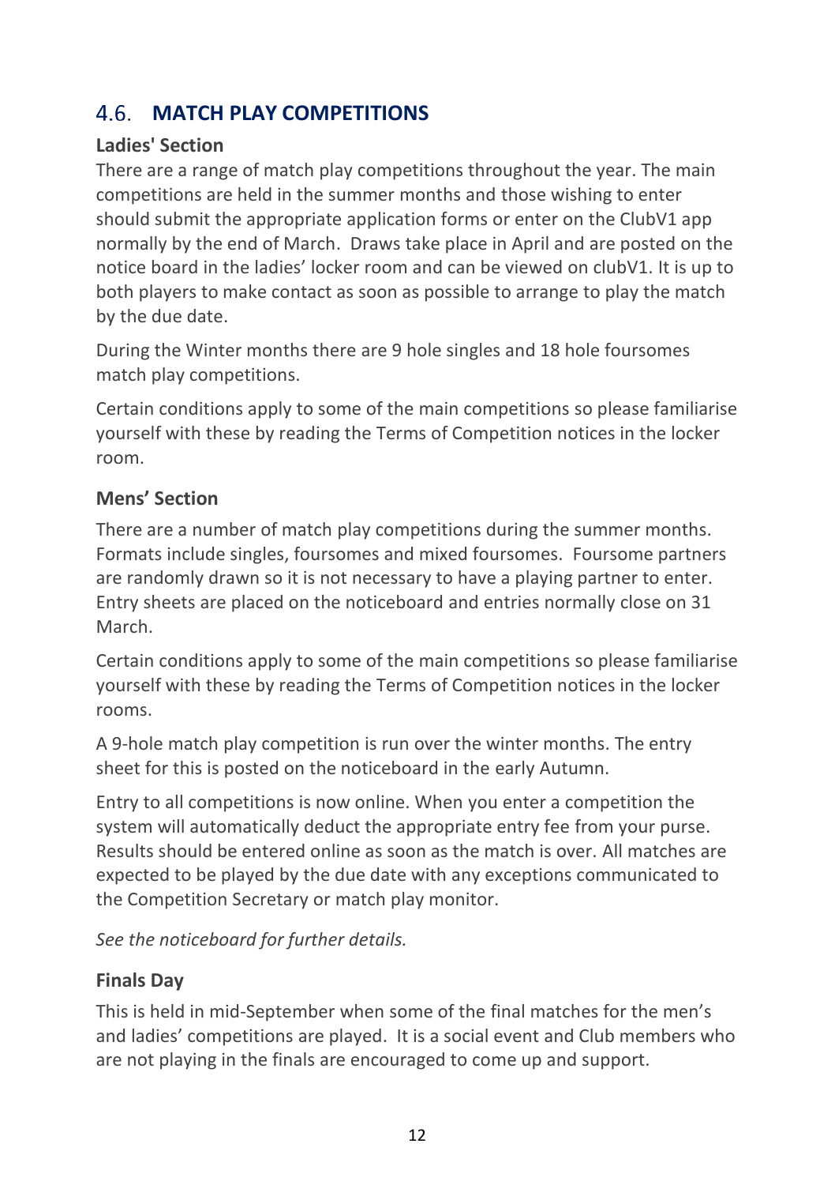## 4.6. MATCH PLAY COMPETITIONS

### Ladies' Section

There are a range of match play competitions throughout the year. The main competitions are held in the summer months and those wishing to enter should submit the appropriate application forms or enter on the ClubV1 app normally by the end of March. Draws take place in April and are posted on the notice board in the ladies' locker room and can be viewed on clubV1. It is up to both players to make contact as soon as possible to arrange to play the match by the due date.

During the Winter months there are 9 hole singles and 18 hole foursomes match play competitions.

Certain conditions apply to some of the main competitions so please familiarise yourself with these by reading the Terms of Competition notices in the locker room.

### Mens' Section

There are a number of match play competitions during the summer months. Formats include singles, foursomes and mixed foursomes. Foursome partners are randomly drawn so it is not necessary to have a playing partner to enter. Entry sheets are placed on the noticeboard and entries normally close on 31 March.

Certain conditions apply to some of the main competitions so please familiarise yourself with these by reading the Terms of Competition notices in the locker rooms.

A 9-hole match play competition is run over the winter months. The entry sheet for this is posted on the noticeboard in the early Autumn.

Entry to all competitions is now online. When you enter a competition the system will automatically deduct the appropriate entry fee from your purse. Results should be entered online as soon as the match is over. All matches are expected to be played by the due date with any exceptions communicated to the Competition Secretary or match play monitor.

*See the noticeboard for further details.*

### Finals Day

This is held in mid-September when some of the final matches for the men's and ladies' competitions are played. It is a social event and Club members who are not playing in the finals are encouraged to come up and support.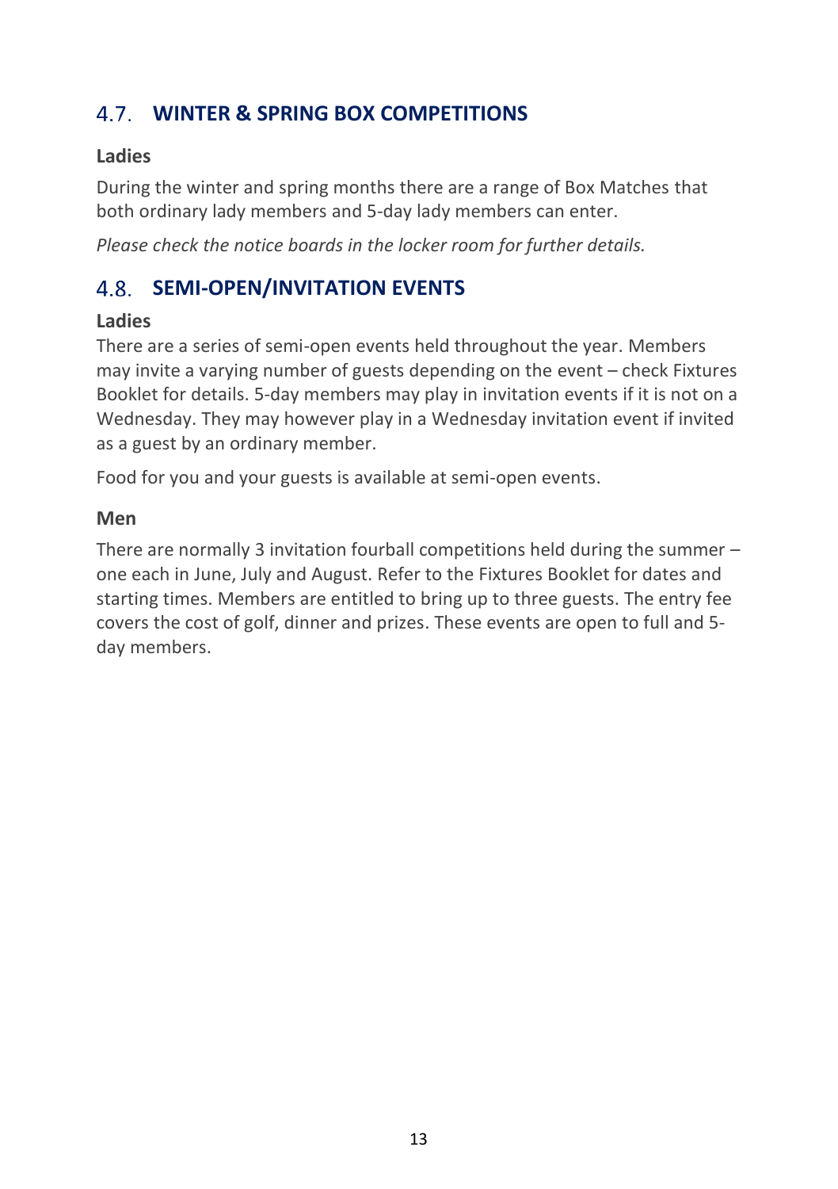## 4.7. WINTER & SPRING BOX COMPETITIONS

### Ladies

During the winter and spring months there are a range of Box Matches that both ordinary lady members and 5-day lady members can enter.

*Please check the notice boards in the locker room for further details.*

## 4.8. SEMI-OPEN/INVITATION EVENTS

### Ladies

There are a series of semi-open events held throughout the year. Members may invite a varying number of guests depending on the event – check Fixtures Booklet for details. 5-day members may play in invitation events if it is not on a Wednesday. They may however play in a Wednesday invitation event if invited as a guest by an ordinary member.

Food for you and your guests is available at semi-open events.

### Men

There are normally 3 invitation fourball competitions held during the summer – one each in June, July and August. Refer to the Fixtures Booklet for dates and starting times. Members are entitled to bring up to three guests. The entry fee covers the cost of golf, dinner and prizes. These events are open to full and 5-day members.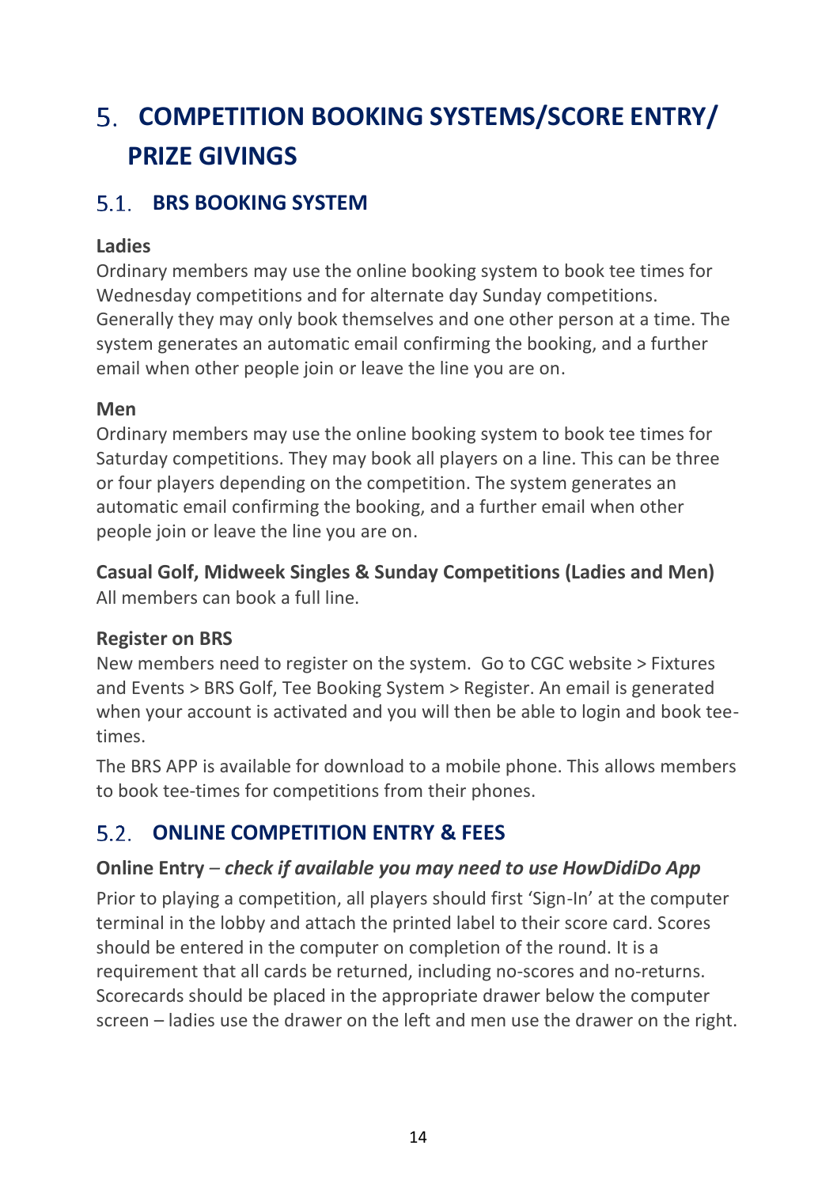# 5. COMPETITION BOOKING SYSTEMS/SCORE ENTRY/ PRIZE GIVINGS

## 5.1. BRS BOOKING SYSTEM

**Ladies**

Ordinary members may use the online booking system to book tee times for Wednesday competitions and for alternate day Sunday competitions. Generally they may only book themselves and one other person at a time. The system generates an automatic email confirming the booking, and a further email when other people join or leave the line you are on.

**Men**

Ordinary members may use the online booking system to book tee times for Saturday competitions. They may book all players on a line. This can be three or four players depending on the competition. The system generates an automatic email confirming the booking, and a further email when other people join or leave the line you are on.

**Casual Golf, Midweek Singles & Sunday Competitions (Ladies and Men)**

All members can book a full line.

**Register on BRS**

New members need to register on the system. Go to CGC website > Fixtures and Events > BRS Golf, Tee Booking System > Register. An email is generated when your account is activated and you will then be able to login and book tee-times.

The BRS APP is available for download to a mobile phone. This allows members to book tee-times for competitions from their phones.

## 5.2. ONLINE COMPETITION ENTRY & FEES

**Online Entry** – ***check if available you may need to use HowDidiDo App***

Prior to playing a competition, all players should first 'Sign-In' at the computer terminal in the lobby and attach the printed label to their score card. Scores should be entered in the computer on completion of the round. It is a requirement that all cards be returned, including no-scores and no-returns. Scorecards should be placed in the appropriate drawer below the computer screen – ladies use the drawer on the left and men use the drawer on the right.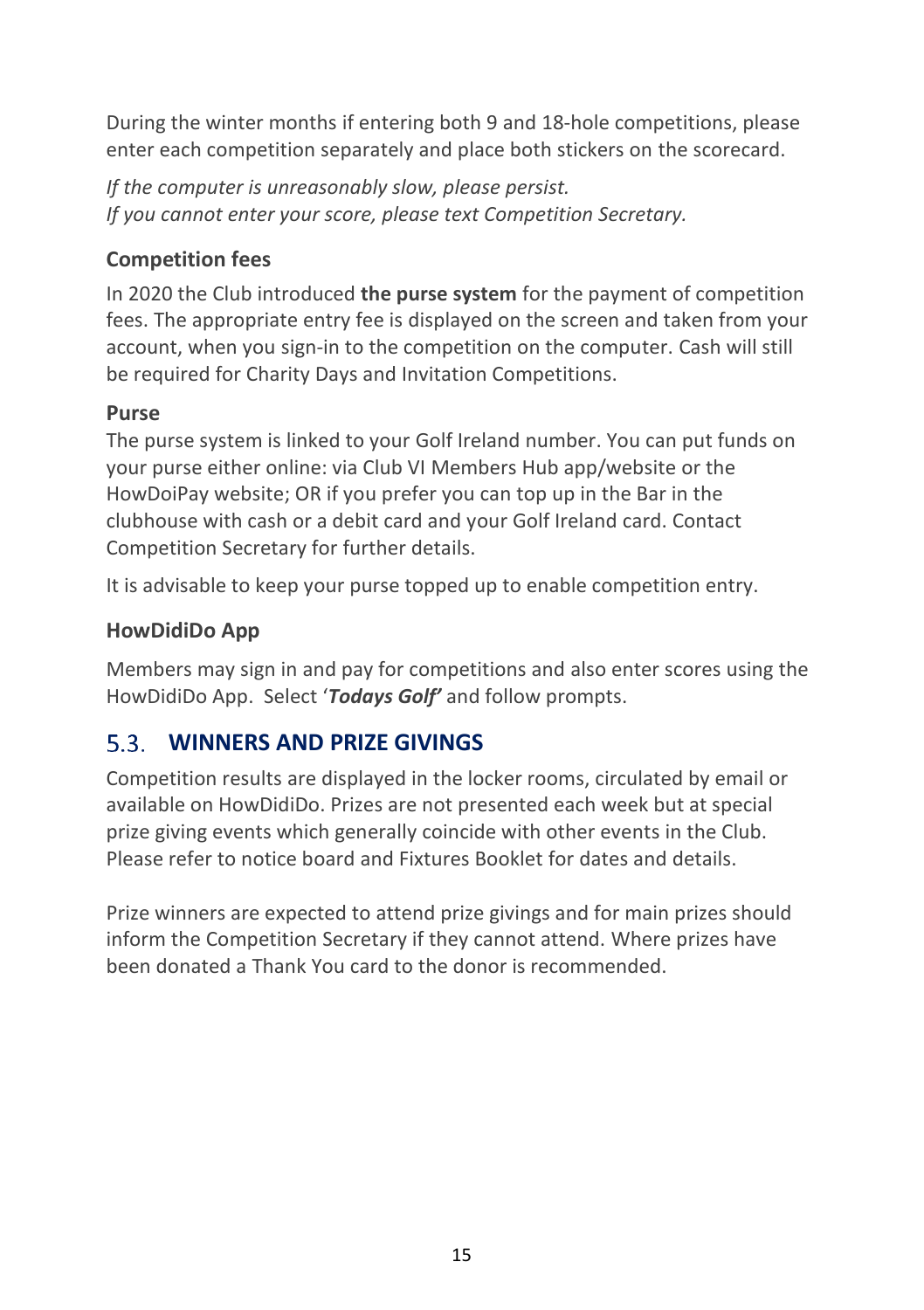During the winter months if entering both 9 and 18-hole competitions, please enter each competition separately and place both stickers on the scorecard.

*If the computer is unreasonably slow, please persist.*
*If you cannot enter your score, please text Competition Secretary.*

### Competition fees

In 2020 the Club introduced **the purse system** for the payment of competition fees. The appropriate entry fee is displayed on the screen and taken from your account, when you sign-in to the competition on the computer. Cash will still be required for Charity Days and Invitation Competitions.

**Purse**
The purse system is linked to your Golf Ireland number. You can put funds on your purse either online: via Club VI Members Hub app/website or the HowDoiPay website; OR if you prefer you can top up in the Bar in the clubhouse with cash or a debit card and your Golf Ireland card. Contact Competition Secretary for further details.

It is advisable to keep your purse topped up to enable competition entry.

### HowDidiDo App

Members may sign in and pay for competitions and also enter scores using the HowDidiDo App. Select '***Todays Golf'*** and follow prompts.

## 5.3. WINNERS AND PRIZE GIVINGS

Competition results are displayed in the locker rooms, circulated by email or available on HowDidiDo. Prizes are not presented each week but at special prize giving events which generally coincide with other events in the Club. Please refer to notice board and Fixtures Booklet for dates and details.

Prize winners are expected to attend prize givings and for main prizes should inform the Competition Secretary if they cannot attend. Where prizes have been donated a Thank You card to the donor is recommended.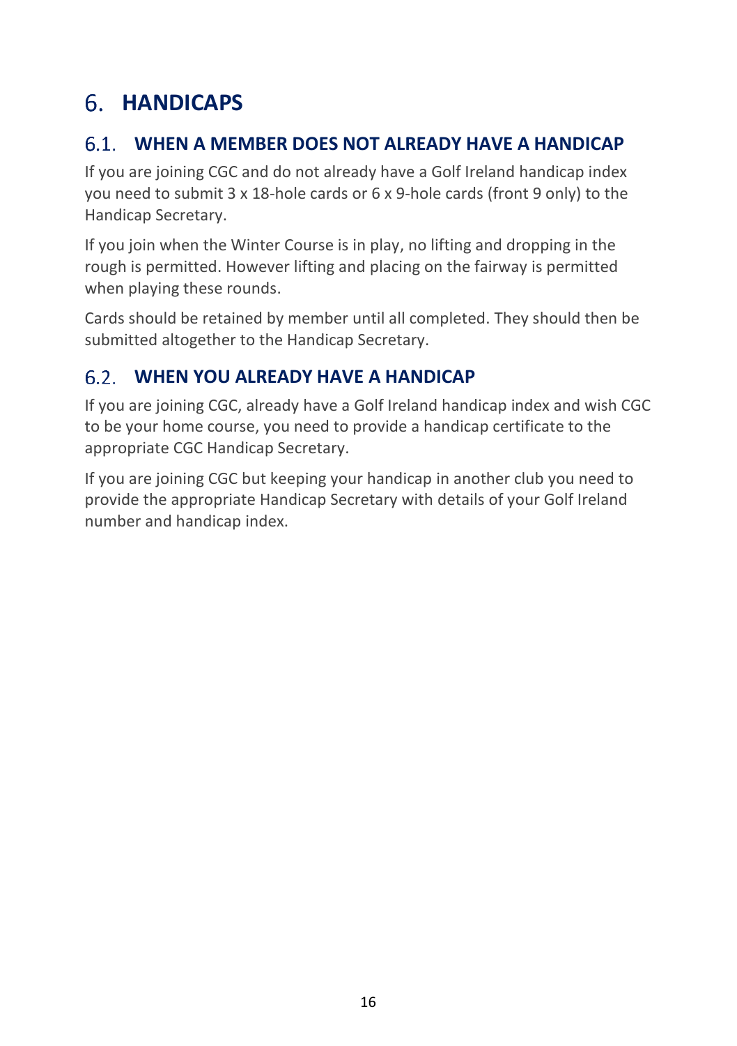# 6. HANDICAPS

## 6.1. WHEN A MEMBER DOES NOT ALREADY HAVE A HANDICAP

If you are joining CGC and do not already have a Golf Ireland handicap index you need to submit 3 x 18-hole cards or 6 x 9-hole cards (front 9 only) to the Handicap Secretary.

If you join when the Winter Course is in play, no lifting and dropping in the rough is permitted. However lifting and placing on the fairway is permitted when playing these rounds.

Cards should be retained by member until all completed. They should then be submitted altogether to the Handicap Secretary.

## 6.2. WHEN YOU ALREADY HAVE A HANDICAP

If you are joining CGC, already have a Golf Ireland handicap index and wish CGC to be your home course, you need to provide a handicap certificate to the appropriate CGC Handicap Secretary.

If you are joining CGC but keeping your handicap in another club you need to provide the appropriate Handicap Secretary with details of your Golf Ireland number and handicap index.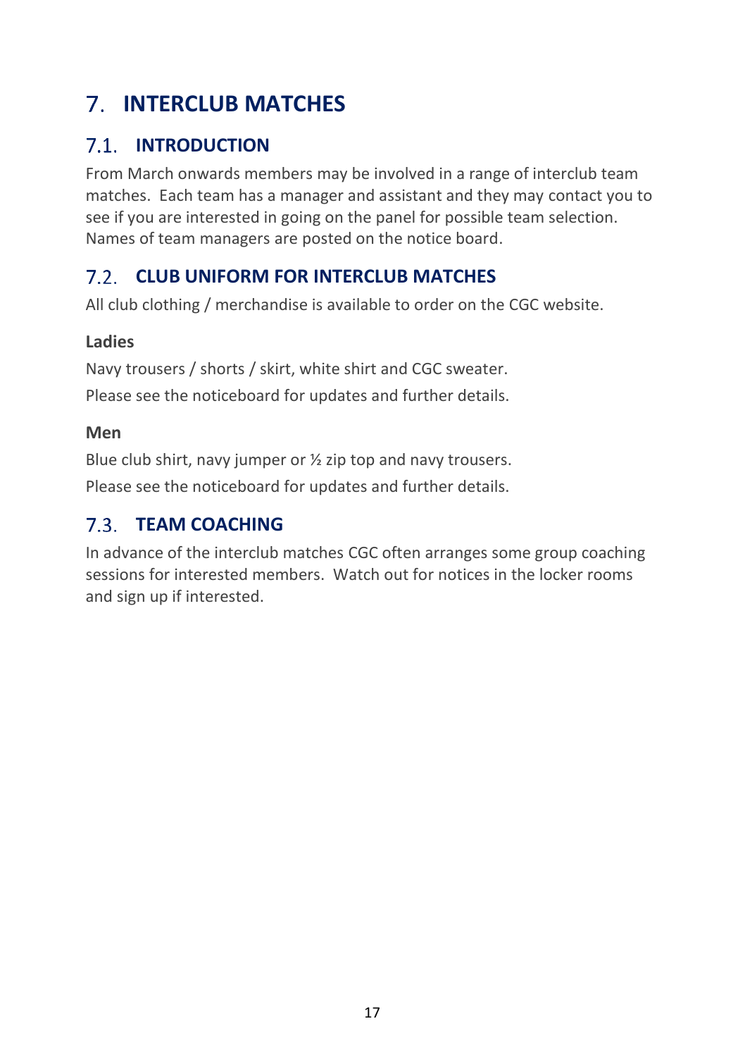# 7. INTERCLUB MATCHES

## 7.1. INTRODUCTION

From March onwards members may be involved in a range of interclub team matches. Each team has a manager and assistant and they may contact you to see if you are interested in going on the panel for possible team selection. Names of team managers are posted on the notice board.

## 7.2. CLUB UNIFORM FOR INTERCLUB MATCHES

All club clothing / merchandise is available to order on the CGC website.

**Ladies**

Navy trousers / shorts / skirt, white shirt and CGC sweater.

Please see the noticeboard for updates and further details.

**Men**

Blue club shirt, navy jumper or ½ zip top and navy trousers.

Please see the noticeboard for updates and further details.

## 7.3. TEAM COACHING

In advance of the interclub matches CGC often arranges some group coaching sessions for interested members. Watch out for notices in the locker rooms and sign up if interested.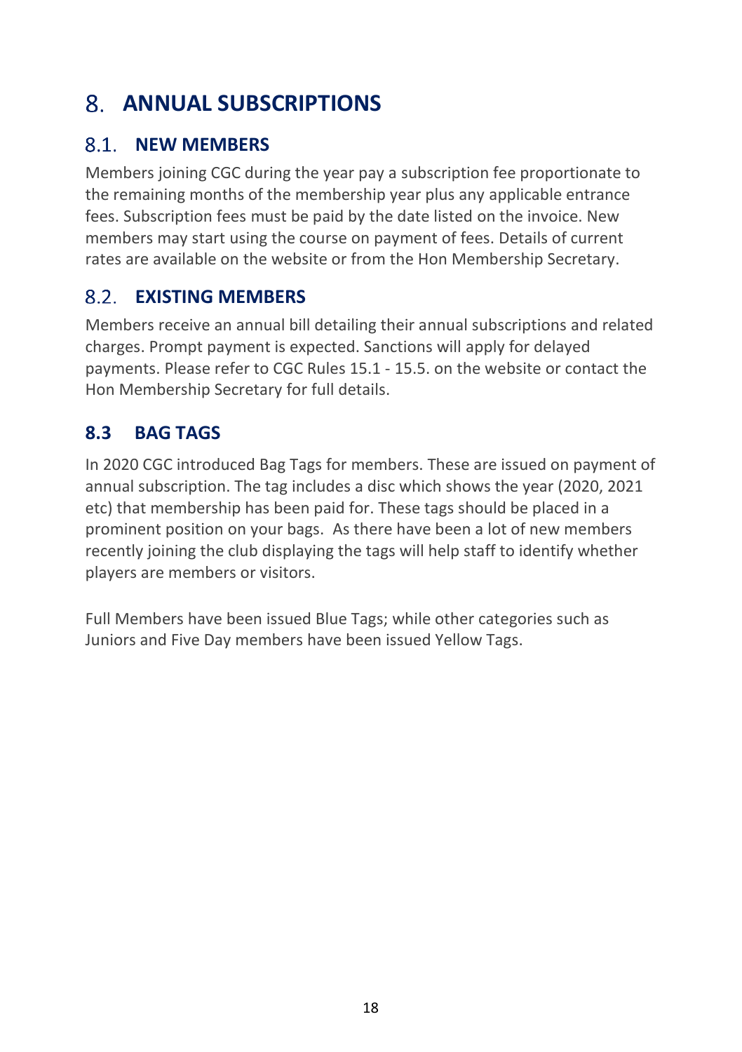# 8. ANNUAL SUBSCRIPTIONS

## 8.1. NEW MEMBERS

Members joining CGC during the year pay a subscription fee proportionate to the remaining months of the membership year plus any applicable entrance fees. Subscription fees must be paid by the date listed on the invoice. New members may start using the course on payment of fees. Details of current rates are available on the website or from the Hon Membership Secretary.

## 8.2. EXISTING MEMBERS

Members receive an annual bill detailing their annual subscriptions and related charges. Prompt payment is expected. Sanctions will apply for delayed payments. Please refer to CGC Rules 15.1 - 15.5. on the website or contact the Hon Membership Secretary for full details.

## 8.3 BAG TAGS

In 2020 CGC introduced Bag Tags for members. These are issued on payment of annual subscription. The tag includes a disc which shows the year (2020, 2021 etc) that membership has been paid for. These tags should be placed in a prominent position on your bags. As there have been a lot of new members recently joining the club displaying the tags will help staff to identify whether players are members or visitors.

Full Members have been issued Blue Tags; while other categories such as Juniors and Five Day members have been issued Yellow Tags.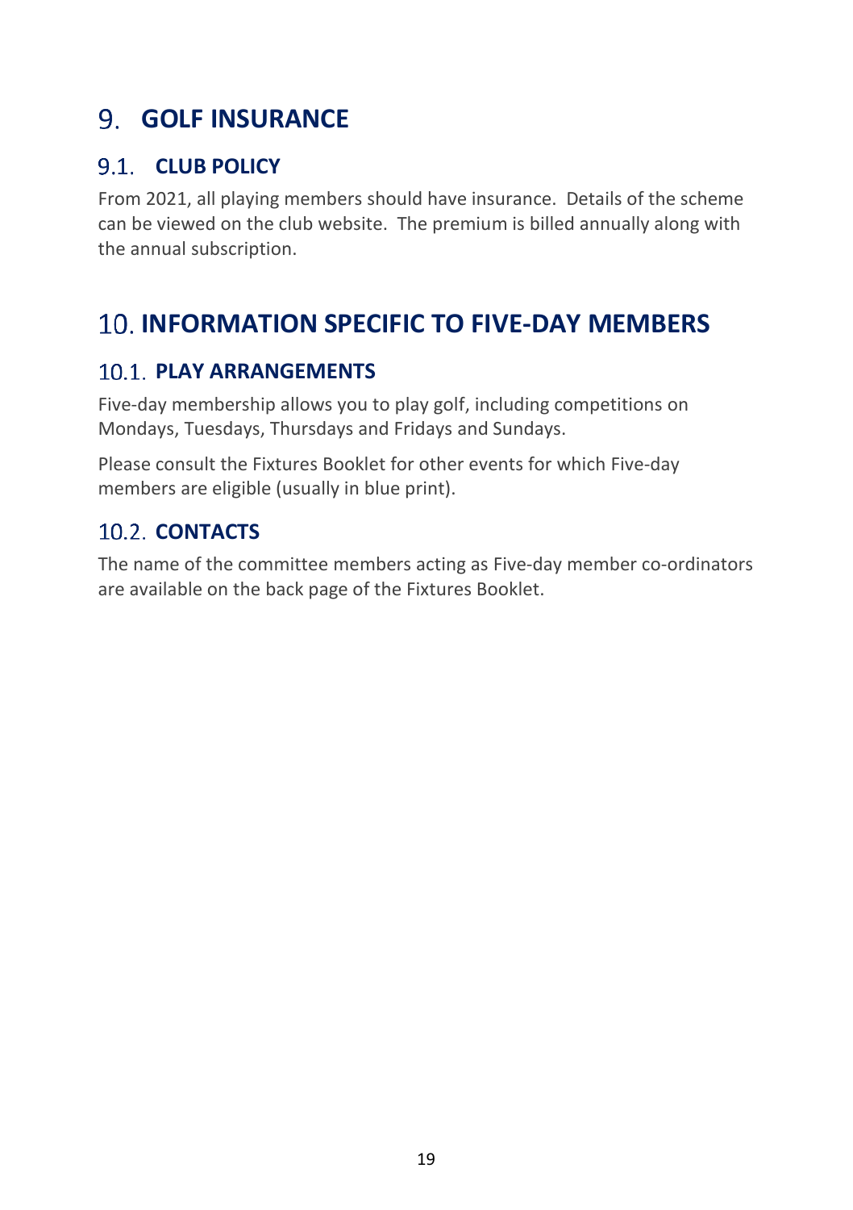# 9. GOLF INSURANCE

## 9.1. CLUB POLICY

From 2021, all playing members should have insurance.  Details of the scheme can be viewed on the club website.  The premium is billed annually along with the annual subscription.

# 10. INFORMATION SPECIFIC TO FIVE-DAY MEMBERS

## 10.1. PLAY ARRANGEMENTS

Five-day membership allows you to play golf, including competitions on Mondays, Tuesdays, Thursdays and Fridays and Sundays.

Please consult the Fixtures Booklet for other events for which Five-day members are eligible (usually in blue print).

## 10.2. CONTACTS

The name of the committee members acting as Five-day member co-ordinators are available on the back page of the Fixtures Booklet.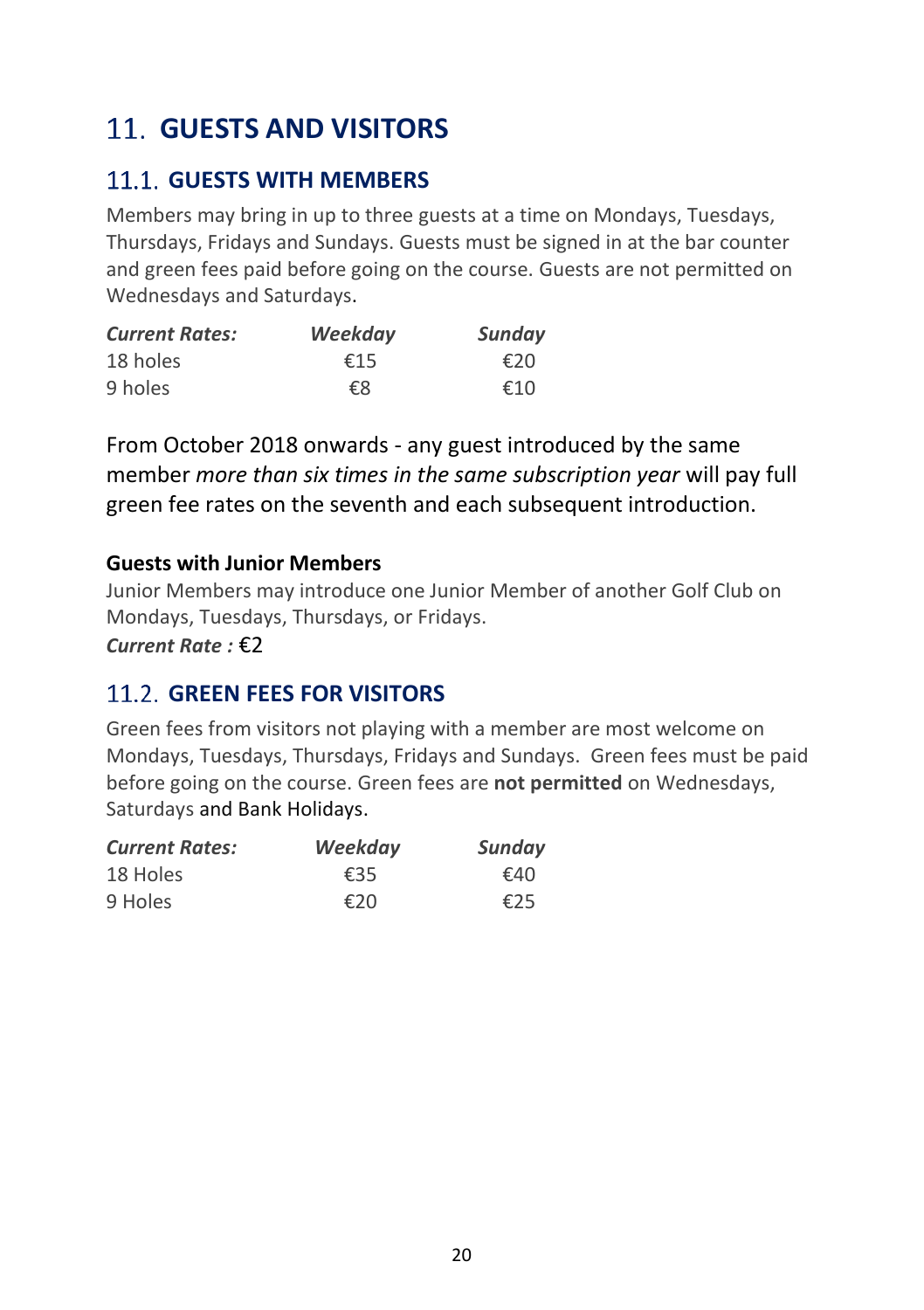# 11. GUESTS AND VISITORS

## 11.1. GUESTS WITH MEMBERS

Members may bring in up to three guests at a time on Mondays, Tuesdays, Thursdays, Fridays and Sundays. Guests must be signed in at the bar counter and green fees paid before going on the course. Guests are not permitted on Wednesdays and Saturdays.

| *Current Rates:* | *Weekday* | *Sunday* |
| --- | --- | --- |
| 18 holes | €15 | €20 |
| 9 holes | €8 | €10 |

From October 2018 onwards - any guest introduced by the same member *more than six times in the same subscription year* will pay full green fee rates on the seventh and each subsequent introduction.

### Guests with Junior Members

Junior Members may introduce one Junior Member of another Golf Club on Mondays, Tuesdays, Thursdays, or Fridays.

***Current Rate :*** €2

## 11.2. GREEN FEES FOR VISITORS

Green fees from visitors not playing with a member are most welcome on Mondays, Tuesdays, Thursdays, Fridays and Sundays. Green fees must be paid before going on the course. Green fees are **not permitted** on Wednesdays, Saturdays and Bank Holidays.

| *Current Rates:* | *Weekday* | *Sunday* |
| --- | --- | --- |
| 18 Holes | €35 | €40 |
| 9 Holes | €20 | €25 |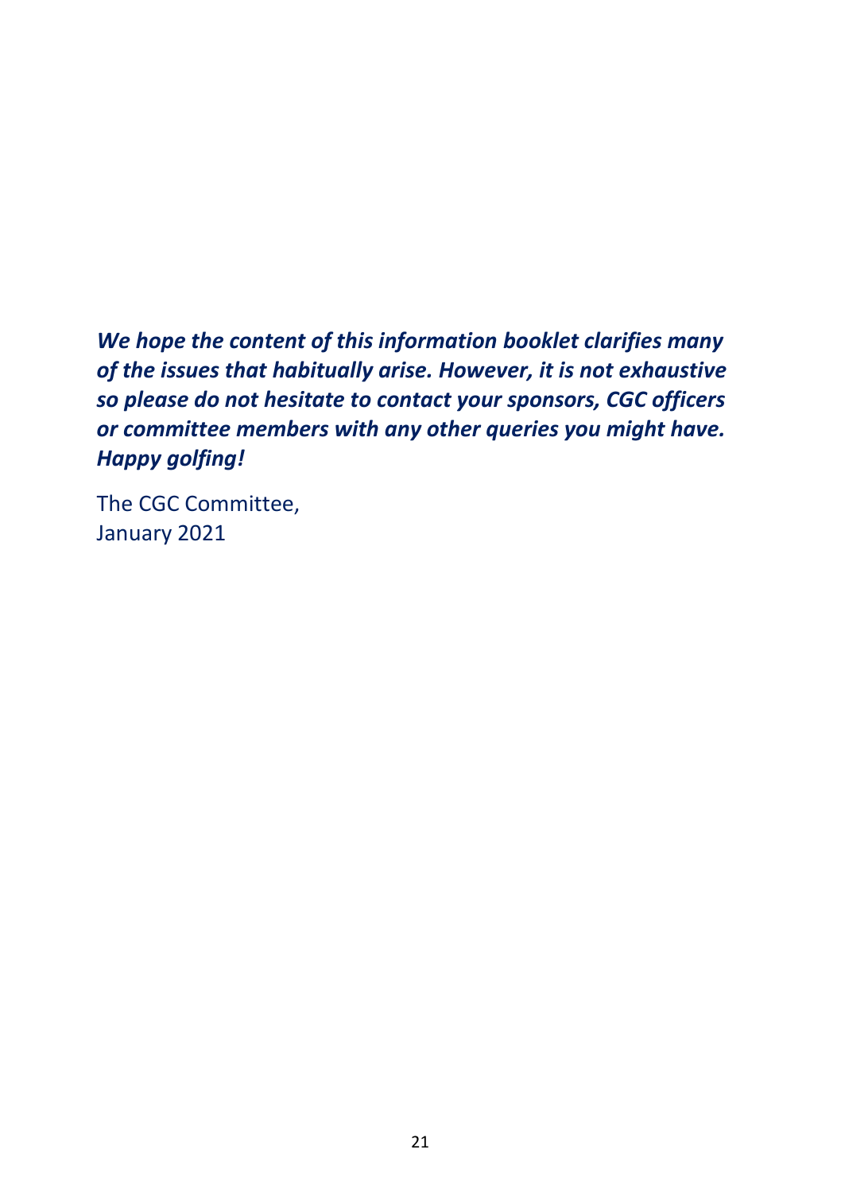***We hope the content of this information booklet clarifies many of the issues that habitually arise. However, it is not exhaustive so please do not hesitate to contact your sponsors, CGC officers or committee members with any other queries you might have. Happy golfing!***

The CGC Committee,
January 2021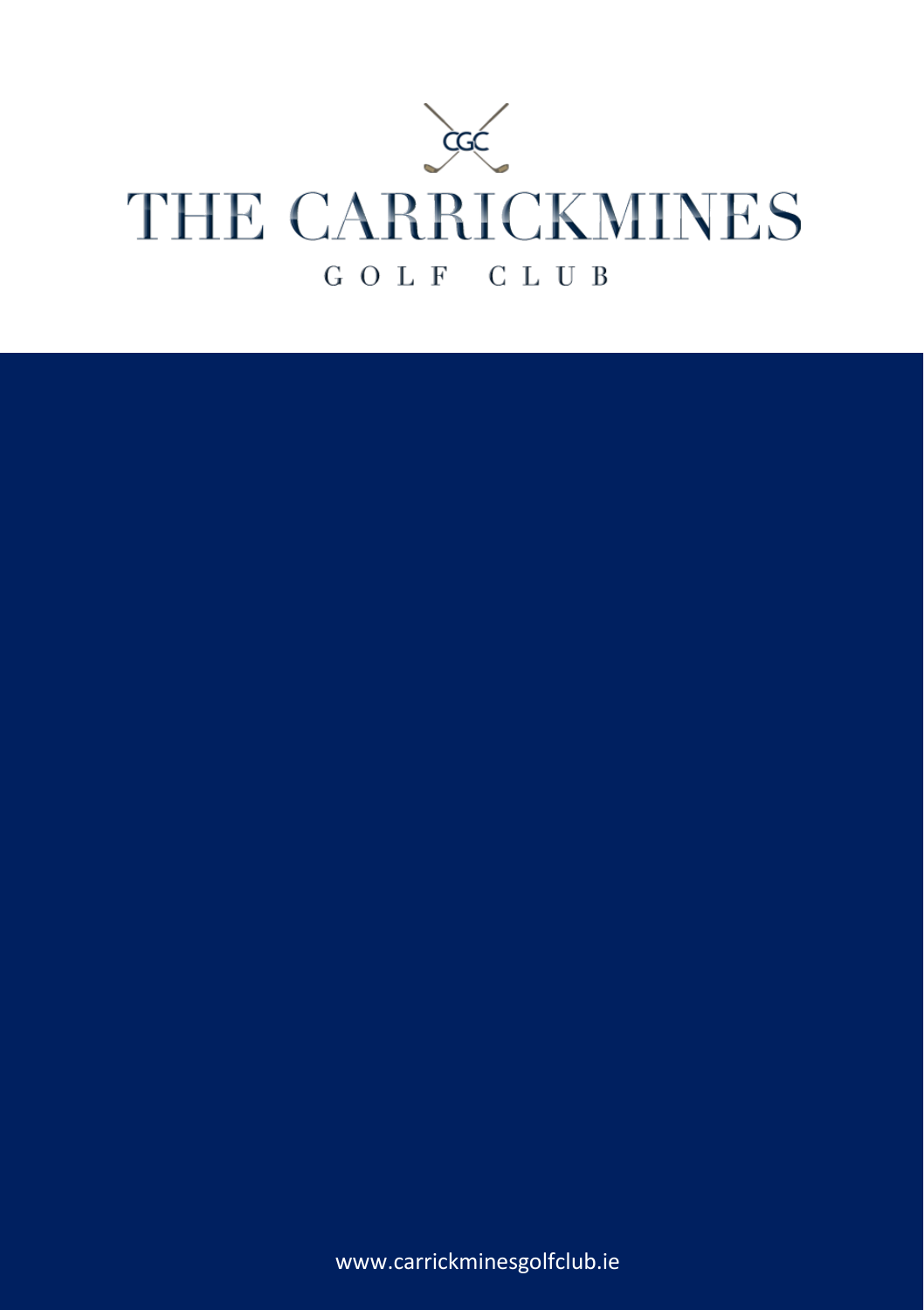CGC

# THE CARRICKMINES

GOLF CLUB

www.carrickminesgolfclub.ie